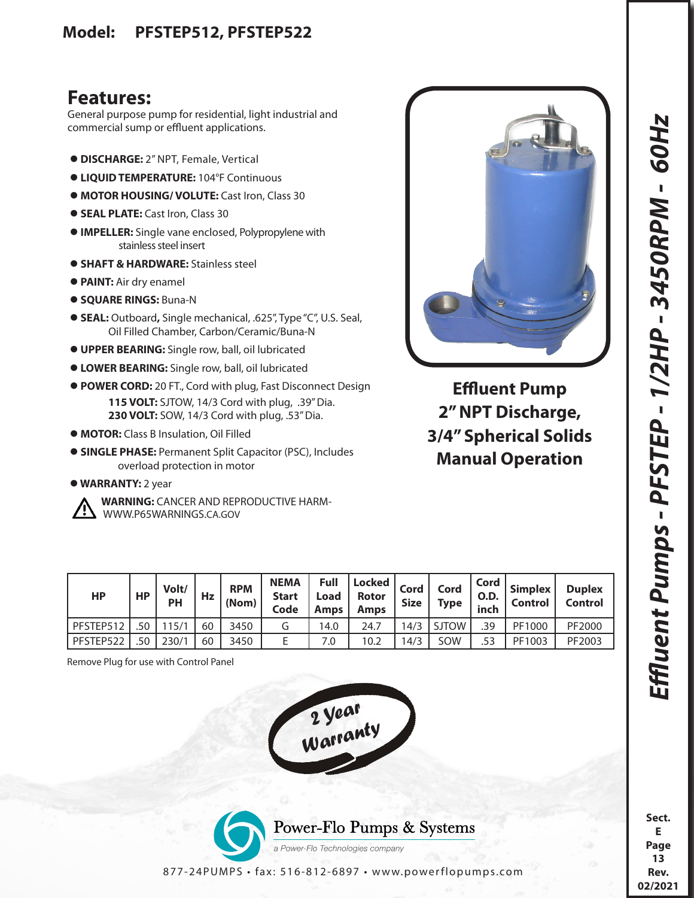## Model: PFSTEP512, PFSTEP522

# Features:

General purpose pump for residential, light industrial and commercial sump or effluent applications.

- **DISCHARGE:** 2" NPT, Female, Vertical
- **LIQUID TEMPERATURE:** 104°F Continuous
- **MOTOR HOUSING/ VOLUTE:** Cast Iron, Class 30
- **SEAL PLATE:** Cast Iron, Class 30
- **IMPELLER:** Single vane enclosed, Polypropylene with stainless steel insert
- **SHAFT & HARDWARE:** Stainless steel
- **PAINT:** Air dry enamel
- **SQUARE RINGS:** Buna-N
- **SEAL:** Outboard**,** Single mechanical, .625", Type "C", U.S. Seal, Oil Filled Chamber, Carbon/Ceramic/Buna-N
- **UPPER BEARING:** Single row, ball, oil lubricated
- **LOWER BEARING:** Single row, ball, oil lubricated
- **POWER CORD:** 20 FT., Cord with plug, Fast Disconnect Design
  - **115 VOLT:** SJTOW, 14/3 Cord with plug, .39" Dia.
  - **230 VOLT:** SOW, 14/3 Cord with plug, .53" Dia.
- **MOTOR:** Class B Insulation, Oil Filled
- **SINGLE PHASE:** Permanent Split Capacitor (PSC), Includes overload protection in motor
- **WARRANTY:** 2 year

⚠ **WARNING:** CANCER AND REPRODUCTIVE HARM- WWW.P65WARNINGS.CA.GOV

**Effluent Pump**
**2" NPT Discharge,**
**3/4" Spherical Solids**
**Manual Operation**

| HP | HP | Volt/ PH | Hz | RPM (Nom) | NEMA Start Code | Full Load Amps | Locked Rotor Amps | Cord Size | Cord Type | Cord O.D. inch | Simplex Control | Duplex Control |
|---|---|---|---|---|---|---|---|---|---|---|---|---|
| PFSTEP512 | .50 | 115/1 | 60 | 3450 | G | 14.0 | 24.7 | 14/3 | SJTOW | .39 | PF1000 | PF2000 |
| PFSTEP522 | .50 | 230/1 | 60 | 3450 | E | 7.0 | 10.2 | 14/3 | SOW | .53 | PF1003 | PF2003 |

Remove Plug for use with Control Panel

2 Year Warranty

*Effluent Pumps - PFSTEP - 1/2HP - 3450RPM - 60Hz*

Power-Flo Pumps & Systems
*a Power-Flo Technologies company*

877-24PUMPS • fax: 516-812-6897 • www.powerflopumps.com

Sect. E Page 13 Rev. 02/2021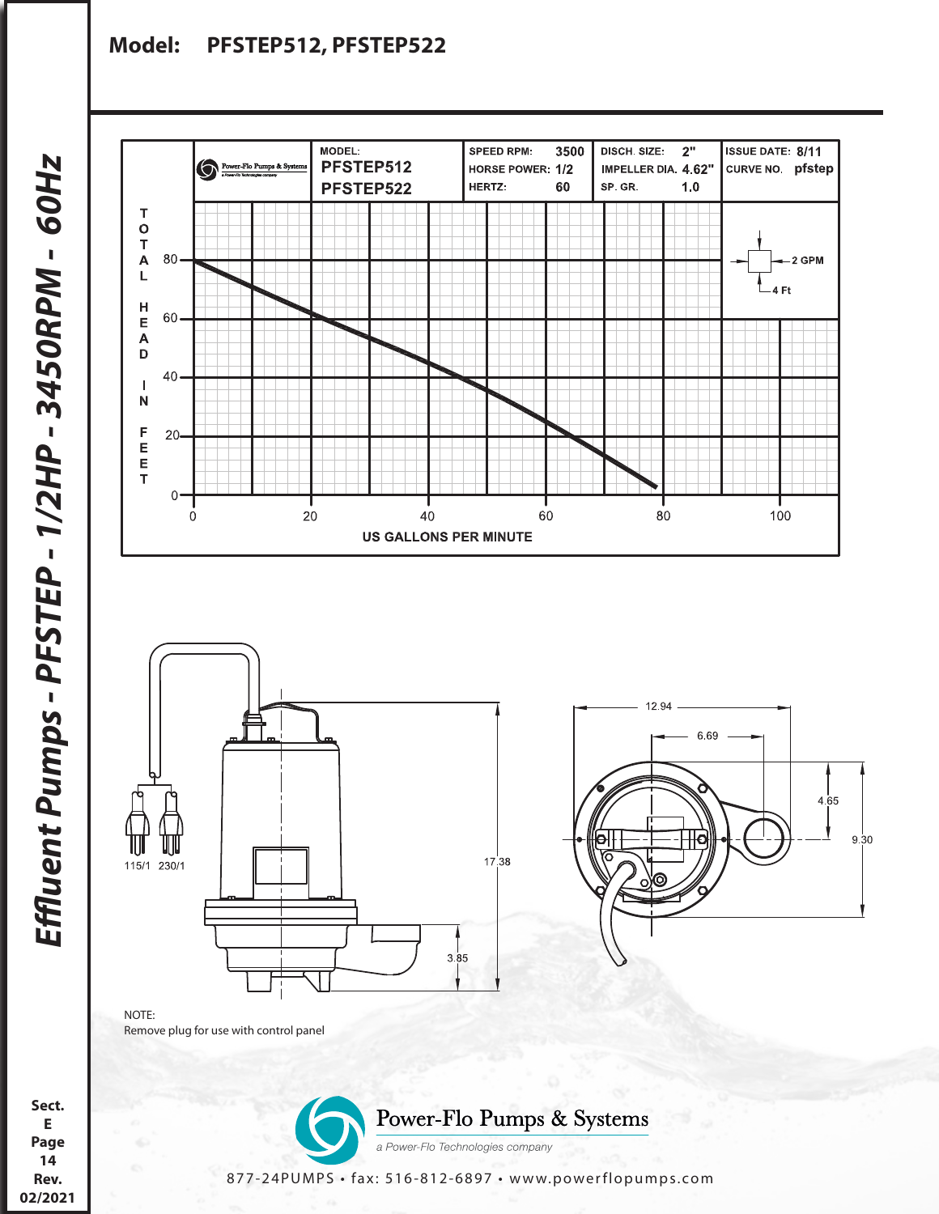# Model: PFSTEP512, PFSTEP522

Power-Flo Pumps & Systems
a Power-Flo Technologies company

MODEL: PFSTEP512 PFSTEP522

SPEED RPM: 3500
HORSE POWER: 1/2
HERTZ: 60

DISCH. SIZE: 2"
IMPELLER DIA. 4.62"
SP. GR. 1.0

ISSUE DATE: 8/11
CURVE NO. pfstep

TOTAL HEAD IN FEET

80
60
40
20
0

0
20
40
60
80
100

US GALLONS PER MINUTE

2 GPM
4 Ft

115/1 230/1

17.38
3.85

12.94
6.69
4.65
9.30

NOTE:
Remove plug for use with control panel

Power-Flo Pumps & Systems
a Power-Flo Technologies company

877-24PUMPS • fax: 516-812-6897 • www.powerflopumps.com

*Effluent Pumps - PFSTEP - 1/2HP - 3450RPM - 60Hz*

Sect. E Page 14 Rev. 02/2021